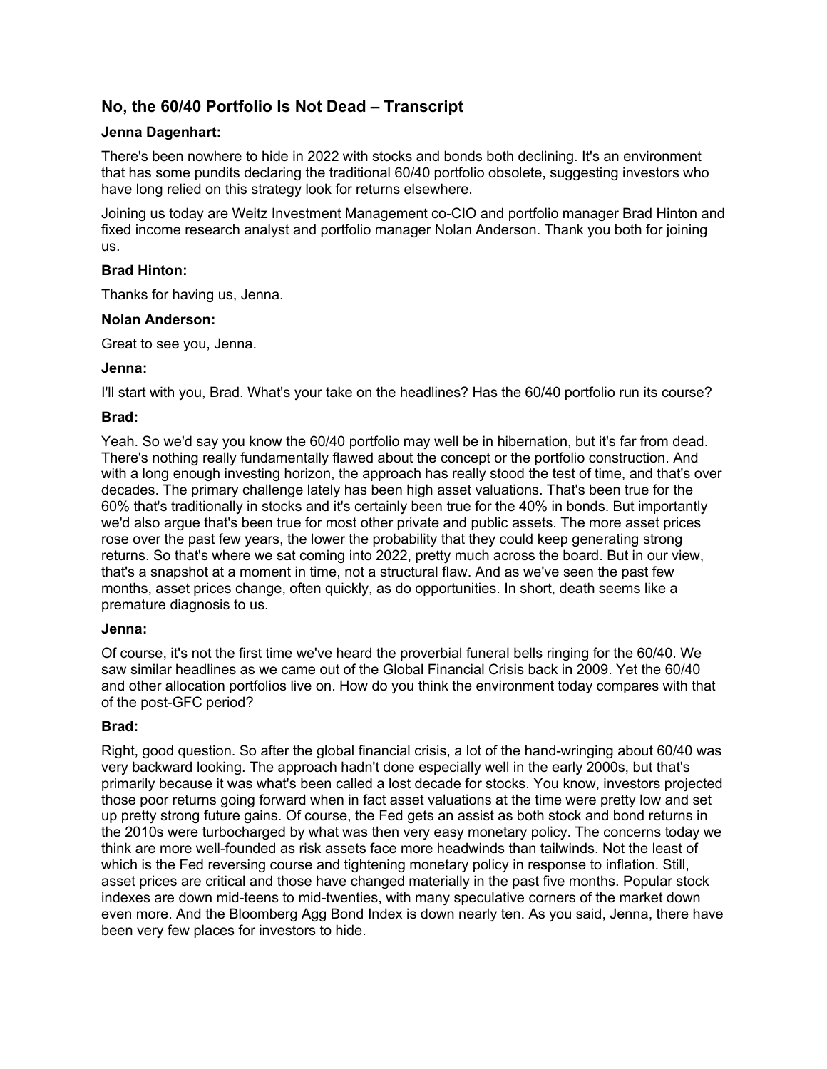## No, the 60/40 Portfolio Is Not Dead – Transcript

**Jenna Dagenhart:**

There's been nowhere to hide in 2022 with stocks and bonds both declining. It's an environment that has some pundits declaring the traditional 60/40 portfolio obsolete, suggesting investors who have long relied on this strategy look for returns elsewhere.

Joining us today are Weitz Investment Management co-CIO and portfolio manager Brad Hinton and fixed income research analyst and portfolio manager Nolan Anderson. Thank you both for joining us.

**Brad Hinton:**

Thanks for having us, Jenna.

**Nolan Anderson:**

Great to see you, Jenna.

**Jenna:**

I'll start with you, Brad. What's your take on the headlines? Has the 60/40 portfolio run its course?

**Brad:**

Yeah. So we'd say you know the 60/40 portfolio may well be in hibernation, but it's far from dead. There's nothing really fundamentally flawed about the concept or the portfolio construction. And with a long enough investing horizon, the approach has really stood the test of time, and that's over decades. The primary challenge lately has been high asset valuations. That's been true for the 60% that's traditionally in stocks and it's certainly been true for the 40% in bonds. But importantly we'd also argue that's been true for most other private and public assets. The more asset prices rose over the past few years, the lower the probability that they could keep generating strong returns. So that's where we sat coming into 2022, pretty much across the board. But in our view, that's a snapshot at a moment in time, not a structural flaw. And as we've seen the past few months, asset prices change, often quickly, as do opportunities. In short, death seems like a premature diagnosis to us.

**Jenna:**

Of course, it's not the first time we've heard the proverbial funeral bells ringing for the 60/40. We saw similar headlines as we came out of the Global Financial Crisis back in 2009. Yet the 60/40 and other allocation portfolios live on. How do you think the environment today compares with that of the post-GFC period?

**Brad:**

Right, good question. So after the global financial crisis, a lot of the hand-wringing about 60/40 was very backward looking. The approach hadn't done especially well in the early 2000s, but that's primarily because it was what's been called a lost decade for stocks. You know, investors projected those poor returns going forward when in fact asset valuations at the time were pretty low and set up pretty strong future gains. Of course, the Fed gets an assist as both stock and bond returns in the 2010s were turbocharged by what was then very easy monetary policy. The concerns today we think are more well-founded as risk assets face more headwinds than tailwinds. Not the least of which is the Fed reversing course and tightening monetary policy in response to inflation. Still, asset prices are critical and those have changed materially in the past five months. Popular stock indexes are down mid-teens to mid-twenties, with many speculative corners of the market down even more. And the Bloomberg Agg Bond Index is down nearly ten. As you said, Jenna, there have been very few places for investors to hide.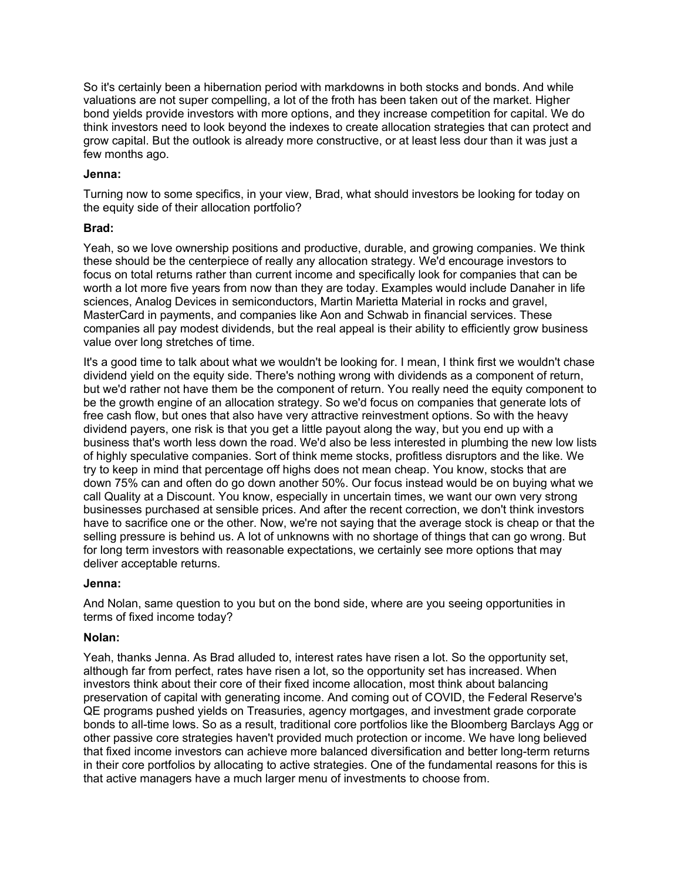So it's certainly been a hibernation period with markdowns in both stocks and bonds. And while valuations are not super compelling, a lot of the froth has been taken out of the market. Higher bond yields provide investors with more options, and they increase competition for capital. We do think investors need to look beyond the indexes to create allocation strategies that can protect and grow capital. But the outlook is already more constructive, or at least less dour than it was just a few months ago.

**Jenna:**

Turning now to some specifics, in your view, Brad, what should investors be looking for today on the equity side of their allocation portfolio?

**Brad:**

Yeah, so we love ownership positions and productive, durable, and growing companies. We think these should be the centerpiece of really any allocation strategy. We'd encourage investors to focus on total returns rather than current income and specifically look for companies that can be worth a lot more five years from now than they are today. Examples would include Danaher in life sciences, Analog Devices in semiconductors, Martin Marietta Material in rocks and gravel, MasterCard in payments, and companies like Aon and Schwab in financial services. These companies all pay modest dividends, but the real appeal is their ability to efficiently grow business value over long stretches of time.

It's a good time to talk about what we wouldn't be looking for. I mean, I think first we wouldn't chase dividend yield on the equity side. There's nothing wrong with dividends as a component of return, but we'd rather not have them be the component of return. You really need the equity component to be the growth engine of an allocation strategy. So we'd focus on companies that generate lots of free cash flow, but ones that also have very attractive reinvestment options. So with the heavy dividend payers, one risk is that you get a little payout along the way, but you end up with a business that's worth less down the road. We'd also be less interested in plumbing the new low lists of highly speculative companies. Sort of think meme stocks, profitless disruptors and the like. We try to keep in mind that percentage off highs does not mean cheap. You know, stocks that are down 75% can and often do go down another 50%. Our focus instead would be on buying what we call Quality at a Discount. You know, especially in uncertain times, we want our own very strong businesses purchased at sensible prices. And after the recent correction, we don't think investors have to sacrifice one or the other. Now, we're not saying that the average stock is cheap or that the selling pressure is behind us. A lot of unknowns with no shortage of things that can go wrong. But for long term investors with reasonable expectations, we certainly see more options that may deliver acceptable returns.

**Jenna:**

And Nolan, same question to you but on the bond side, where are you seeing opportunities in terms of fixed income today?

**Nolan:**

Yeah, thanks Jenna. As Brad alluded to, interest rates have risen a lot. So the opportunity set, although far from perfect, rates have risen a lot, so the opportunity set has increased. When investors think about their core of their fixed income allocation, most think about balancing preservation of capital with generating income. And coming out of COVID, the Federal Reserve's QE programs pushed yields on Treasuries, agency mortgages, and investment grade corporate bonds to all-time lows. So as a result, traditional core portfolios like the Bloomberg Barclays Agg or other passive core strategies haven't provided much protection or income. We have long believed that fixed income investors can achieve more balanced diversification and better long-term returns in their core portfolios by allocating to active strategies. One of the fundamental reasons for this is that active managers have a much larger menu of investments to choose from.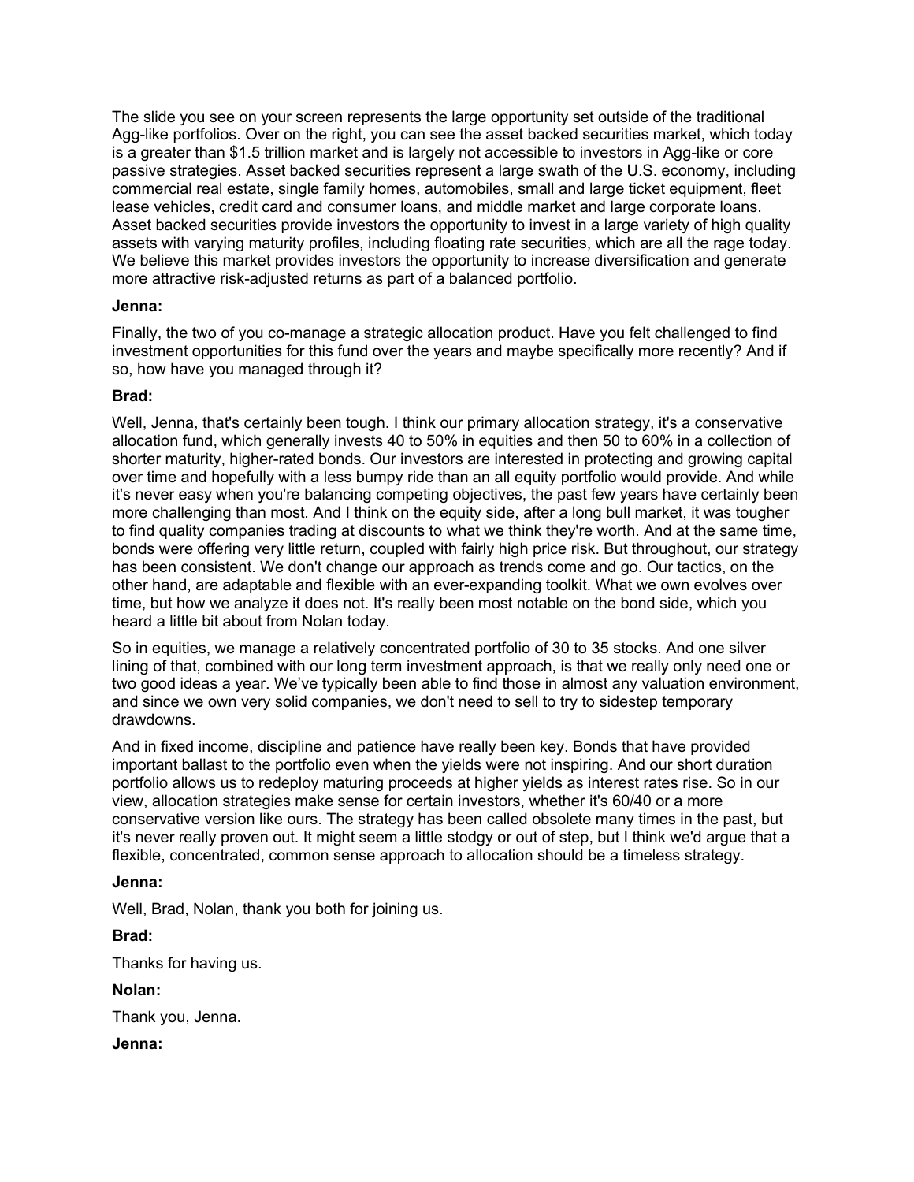The slide you see on your screen represents the large opportunity set outside of the traditional Agg-like portfolios. Over on the right, you can see the asset backed securities market, which today is a greater than $1.5 trillion market and is largely not accessible to investors in Agg-like or core passive strategies. Asset backed securities represent a large swath of the U.S. economy, including commercial real estate, single family homes, automobiles, small and large ticket equipment, fleet lease vehicles, credit card and consumer loans, and middle market and large corporate loans. Asset backed securities provide investors the opportunity to invest in a large variety of high quality assets with varying maturity profiles, including floating rate securities, which are all the rage today. We believe this market provides investors the opportunity to increase diversification and generate more attractive risk-adjusted returns as part of a balanced portfolio.

**Jenna:**

Finally, the two of you co-manage a strategic allocation product. Have you felt challenged to find investment opportunities for this fund over the years and maybe specifically more recently? And if so, how have you managed through it?

**Brad:**

Well, Jenna, that's certainly been tough. I think our primary allocation strategy, it's a conservative allocation fund, which generally invests 40 to 50% in equities and then 50 to 60% in a collection of shorter maturity, higher-rated bonds. Our investors are interested in protecting and growing capital over time and hopefully with a less bumpy ride than an all equity portfolio would provide. And while it's never easy when you're balancing competing objectives, the past few years have certainly been more challenging than most. And I think on the equity side, after a long bull market, it was tougher to find quality companies trading at discounts to what we think they're worth. And at the same time, bonds were offering very little return, coupled with fairly high price risk. But throughout, our strategy has been consistent. We don't change our approach as trends come and go. Our tactics, on the other hand, are adaptable and flexible with an ever-expanding toolkit. What we own evolves over time, but how we analyze it does not. It's really been most notable on the bond side, which you heard a little bit about from Nolan today.

So in equities, we manage a relatively concentrated portfolio of 30 to 35 stocks. And one silver lining of that, combined with our long term investment approach, is that we really only need one or two good ideas a year. We've typically been able to find those in almost any valuation environment, and since we own very solid companies, we don't need to sell to try to sidestep temporary drawdowns.

And in fixed income, discipline and patience have really been key. Bonds that have provided important ballast to the portfolio even when the yields were not inspiring. And our short duration portfolio allows us to redeploy maturing proceeds at higher yields as interest rates rise. So in our view, allocation strategies make sense for certain investors, whether it's 60/40 or a more conservative version like ours. The strategy has been called obsolete many times in the past, but it's never really proven out. It might seem a little stodgy or out of step, but I think we'd argue that a flexible, concentrated, common sense approach to allocation should be a timeless strategy.

**Jenna:**

Well, Brad, Nolan, thank you both for joining us.

**Brad:**

Thanks for having us.

**Nolan:**

Thank you, Jenna.

**Jenna:**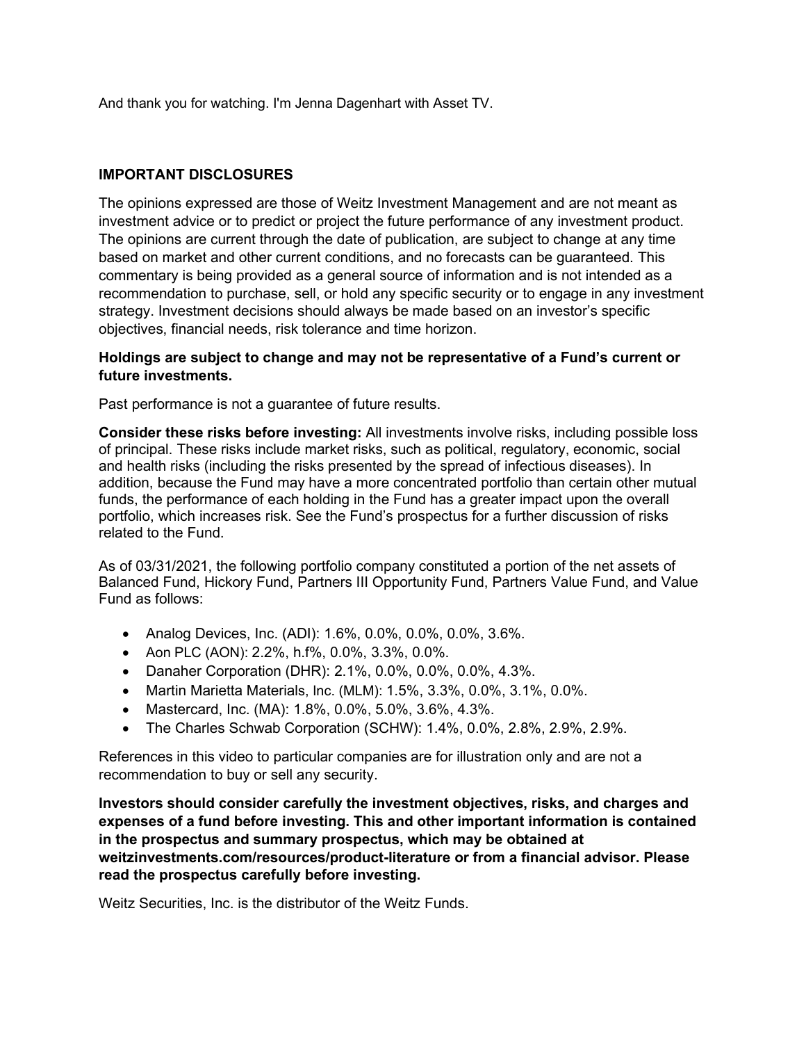And thank you for watching. I'm Jenna Dagenhart with Asset TV.

## IMPORTANT DISCLOSURES

The opinions expressed are those of Weitz Investment Management and are not meant as investment advice or to predict or project the future performance of any investment product. The opinions are current through the date of publication, are subject to change at any time based on market and other current conditions, and no forecasts can be guaranteed. This commentary is being provided as a general source of information and is not intended as a recommendation to purchase, sell, or hold any specific security or to engage in any investment strategy. Investment decisions should always be made based on an investor's specific objectives, financial needs, risk tolerance and time horizon.

**Holdings are subject to change and may not be representative of a Fund's current or future investments.**

Past performance is not a guarantee of future results.

**Consider these risks before investing:** All investments involve risks, including possible loss of principal. These risks include market risks, such as political, regulatory, economic, social and health risks (including the risks presented by the spread of infectious diseases). In addition, because the Fund may have a more concentrated portfolio than certain other mutual funds, the performance of each holding in the Fund has a greater impact upon the overall portfolio, which increases risk. See the Fund's prospectus for a further discussion of risks related to the Fund.

As of 03/31/2021, the following portfolio company constituted a portion of the net assets of Balanced Fund, Hickory Fund, Partners III Opportunity Fund, Partners Value Fund, and Value Fund as follows:

- Analog Devices, Inc. (ADI): 1.6%, 0.0%, 0.0%, 0.0%, 3.6%.
- Aon PLC (AON): 2.2%, h.f%, 0.0%, 3.3%, 0.0%.
- Danaher Corporation (DHR): 2.1%, 0.0%, 0.0%, 0.0%, 4.3%.
- Martin Marietta Materials, Inc. (MLM): 1.5%, 3.3%, 0.0%, 3.1%, 0.0%.
- Mastercard, Inc. (MA): 1.8%, 0.0%, 5.0%, 3.6%, 4.3%.
- The Charles Schwab Corporation (SCHW): 1.4%, 0.0%, 2.8%, 2.9%, 2.9%.

References in this video to particular companies are for illustration only and are not a recommendation to buy or sell any security.

**Investors should consider carefully the investment objectives, risks, and charges and expenses of a fund before investing. This and other important information is contained in the prospectus and summary prospectus, which may be obtained at weitzinvestments.com/resources/product-literature or from a financial advisor. Please read the prospectus carefully before investing.**

Weitz Securities, Inc. is the distributor of the Weitz Funds.